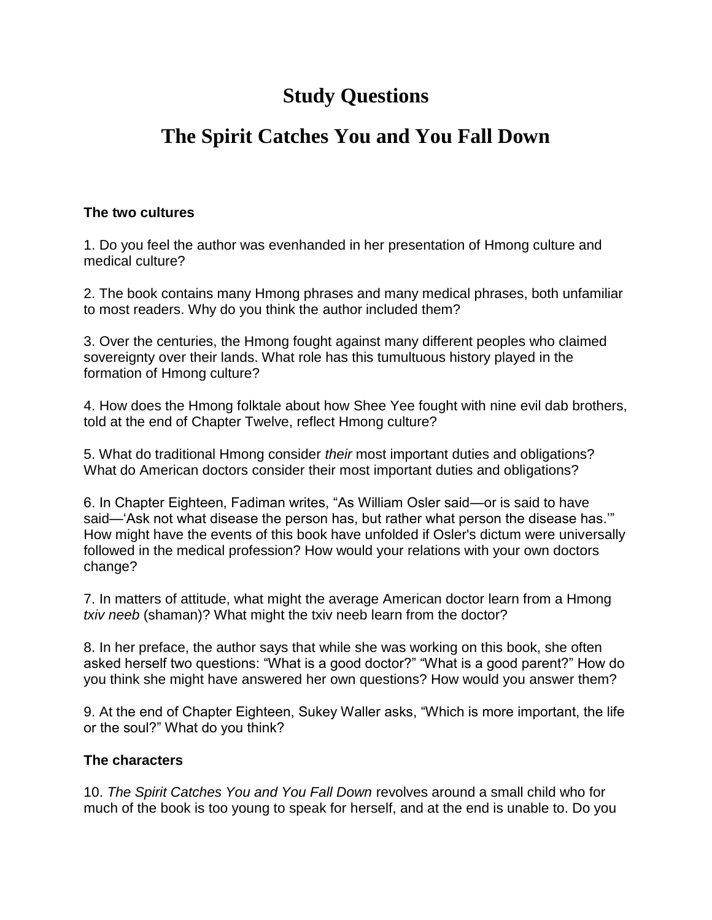# Study Questions

# The Spirit Catches You and You Fall Down

**The two cultures**

1. Do you feel the author was evenhanded in her presentation of Hmong culture and medical culture?

2. The book contains many Hmong phrases and many medical phrases, both unfamiliar to most readers. Why do you think the author included them?

3. Over the centuries, the Hmong fought against many different peoples who claimed sovereignty over their lands. What role has this tumultuous history played in the formation of Hmong culture?

4. How does the Hmong folktale about how Shee Yee fought with nine evil dab brothers, told at the end of Chapter Twelve, reflect Hmong culture?

5. What do traditional Hmong consider *their* most important duties and obligations? What do American doctors consider their most important duties and obligations?

6. In Chapter Eighteen, Fadiman writes, "As William Osler said—or is said to have said—'Ask not what disease the person has, but rather what person the disease has.'" How might have the events of this book have unfolded if Osler's dictum were universally followed in the medical profession? How would your relations with your own doctors change?

7. In matters of attitude, what might the average American doctor learn from a Hmong *txiv neeb* (shaman)? What might the txiv neeb learn from the doctor?

8. In her preface, the author says that while she was working on this book, she often asked herself two questions: "What is a good doctor?" "What is a good parent?" How do you think she might have answered her own questions? How would you answer them?

9. At the end of Chapter Eighteen, Sukey Waller asks, "Which is more important, the life or the soul?" What do you think?

**The characters**

10. *The Spirit Catches You and You Fall Down* revolves around a small child who for much of the book is too young to speak for herself, and at the end is unable to. Do you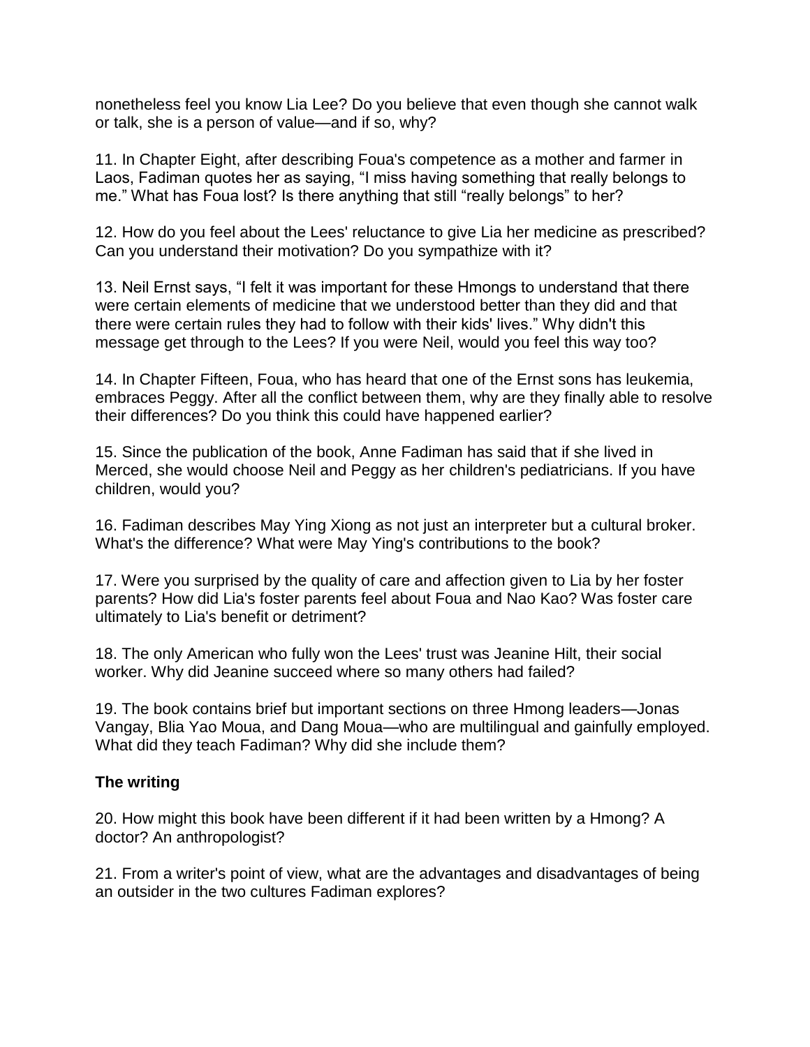nonetheless feel you know Lia Lee? Do you believe that even though she cannot walk or talk, she is a person of value—and if so, why?

11. In Chapter Eight, after describing Foua's competence as a mother and farmer in Laos, Fadiman quotes her as saying, “I miss having something that really belongs to me.” What has Foua lost? Is there anything that still “really belongs” to her?

12. How do you feel about the Lees' reluctance to give Lia her medicine as prescribed? Can you understand their motivation? Do you sympathize with it?

13. Neil Ernst says, “I felt it was important for these Hmongs to understand that there were certain elements of medicine that we understood better than they did and that there were certain rules they had to follow with their kids' lives.” Why didn't this message get through to the Lees? If you were Neil, would you feel this way too?

14. In Chapter Fifteen, Foua, who has heard that one of the Ernst sons has leukemia, embraces Peggy. After all the conflict between them, why are they finally able to resolve their differences? Do you think this could have happened earlier?

15. Since the publication of the book, Anne Fadiman has said that if she lived in Merced, she would choose Neil and Peggy as her children's pediatricians. If you have children, would you?

16. Fadiman describes May Ying Xiong as not just an interpreter but a cultural broker. What's the difference? What were May Ying's contributions to the book?

17. Were you surprised by the quality of care and affection given to Lia by her foster parents? How did Lia's foster parents feel about Foua and Nao Kao? Was foster care ultimately to Lia's benefit or detriment?

18. The only American who fully won the Lees' trust was Jeanine Hilt, their social worker. Why did Jeanine succeed where so many others had failed?

19. The book contains brief but important sections on three Hmong leaders—Jonas Vangay, Blia Yao Moua, and Dang Moua—who are multilingual and gainfully employed. What did they teach Fadiman? Why did she include them?

### The writing

20. How might this book have been different if it had been written by a Hmong? A doctor? An anthropologist?

21. From a writer's point of view, what are the advantages and disadvantages of being an outsider in the two cultures Fadiman explores?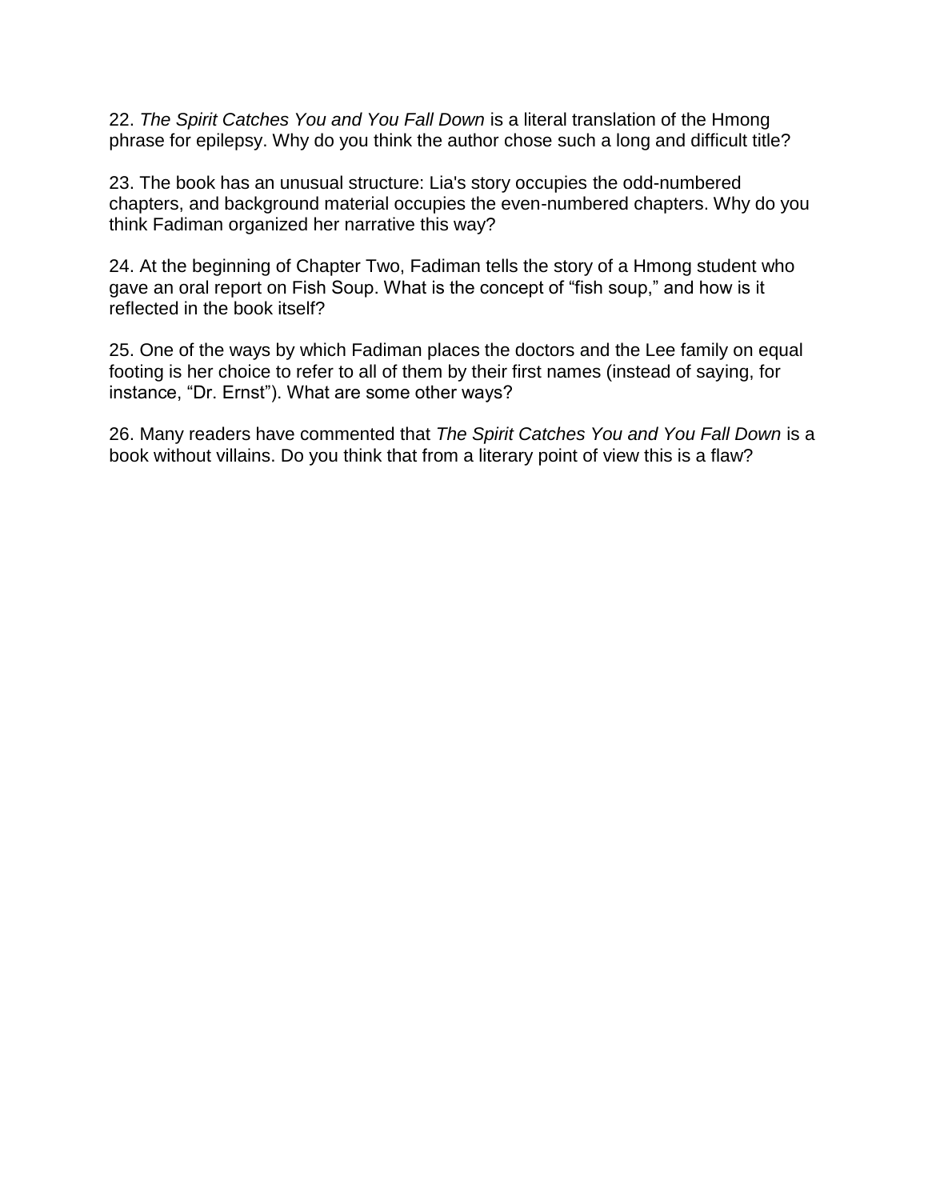22. *The Spirit Catches You and You Fall Down* is a literal translation of the Hmong phrase for epilepsy. Why do you think the author chose such a long and difficult title?

23. The book has an unusual structure: Lia's story occupies the odd-numbered chapters, and background material occupies the even-numbered chapters. Why do you think Fadiman organized her narrative this way?

24. At the beginning of Chapter Two, Fadiman tells the story of a Hmong student who gave an oral report on Fish Soup. What is the concept of "fish soup," and how is it reflected in the book itself?

25. One of the ways by which Fadiman places the doctors and the Lee family on equal footing is her choice to refer to all of them by their first names (instead of saying, for instance, "Dr. Ernst"). What are some other ways?

26. Many readers have commented that *The Spirit Catches You and You Fall Down* is a book without villains. Do you think that from a literary point of view this is a flaw?